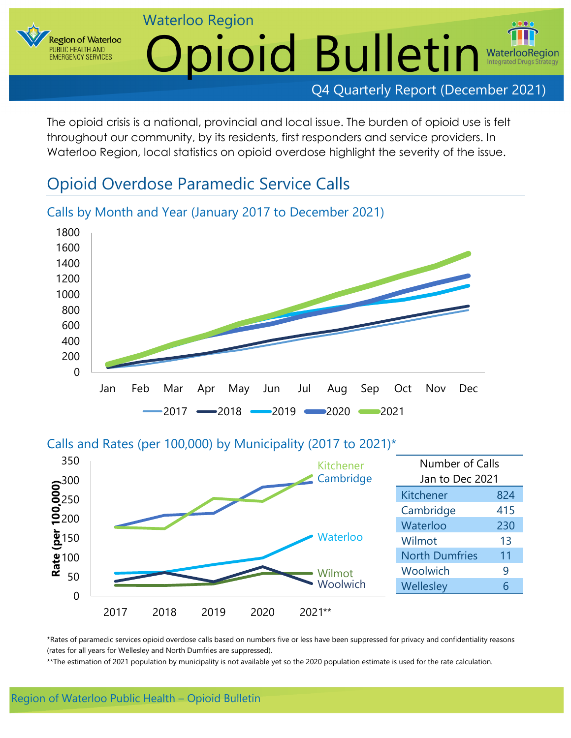Region of Waterloo PUBLIC HEALTH AND EMERGENCY SERVICES

Waterloo Region

# Opioid Bulletin

WaterlooRegion Integrated Drugs Strategy

Q4 Quarterly Report (December 2021)

The opioid crisis is a national, provincial and local issue. The burden of opioid use is felt throughout our community, by its residents, first responders and service providers. In Waterloo Region, local statistics on opioid overdose highlight the severity of the issue.

## Opioid Overdose Paramedic Service Calls

### Calls by Month and Year (January 2017 to December 2021)

### Calls and Rates (per 100,000) by Municipality (2017 to 2021)*

| Number of Calls Jan to Dec 2021 | |
|---|---|
| Kitchener | 824 |
| Cambridge | 415 |
| Waterloo | 230 |
| Wilmot | 13 |
| North Dumfries | 11 |
| Woolwich | 9 |
| Wellesley | 6 |

*Rates of paramedic services opioid overdose calls based on numbers five or less have been suppressed for privacy and confidentiality reasons (rates for all years for Wellesley and North Dumfries are suppressed).

**The estimation of 2021 population by municipality is not available yet so the 2020 population estimate is used for the rate calculation.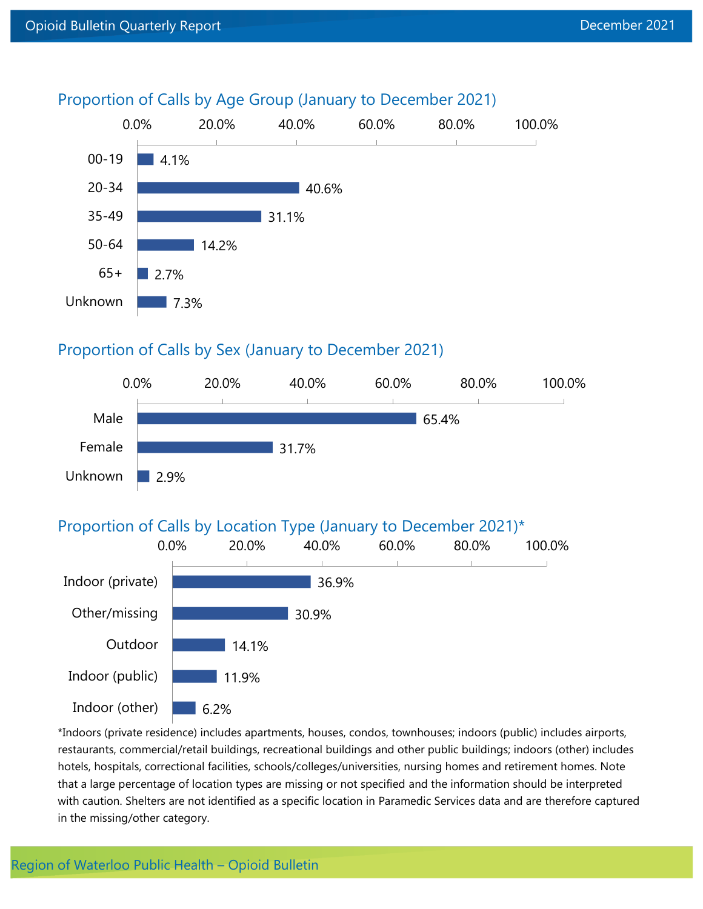## Proportion of Calls by Age Group (January to December 2021)

| Age Group | Proportion |
|---|---|
| 00-19 | 4.1% |
| 20-34 | 40.6% |
| 35-49 | 31.1% |
| 50-64 | 14.2% |
| 65+ | 2.7% |
| Unknown | 7.3% |

## Proportion of Calls by Sex (January to December 2021)

| Sex | Proportion |
|---|---|
| Male | 65.4% |
| Female | 31.7% |
| Unknown | 2.9% |

## Proportion of Calls by Location Type (January to December 2021)*

| Location Type | Proportion |
|---|---|
| Indoor (private) | 36.9% |
| Other/missing | 30.9% |
| Outdoor | 14.1% |
| Indoor (public) | 11.9% |
| Indoor (other) | 6.2% |

*Indoors (private residence) includes apartments, houses, condos, townhouses; indoors (public) includes airports, restaurants, commercial/retail buildings, recreational buildings and other public buildings; indoors (other) includes hotels, hospitals, correctional facilities, schools/colleges/universities, nursing homes and retirement homes. Note that a large percentage of location types are missing or not specified and the information should be interpreted with caution. Shelters are not identified as a specific location in Paramedic Services data and are therefore captured in the missing/other category.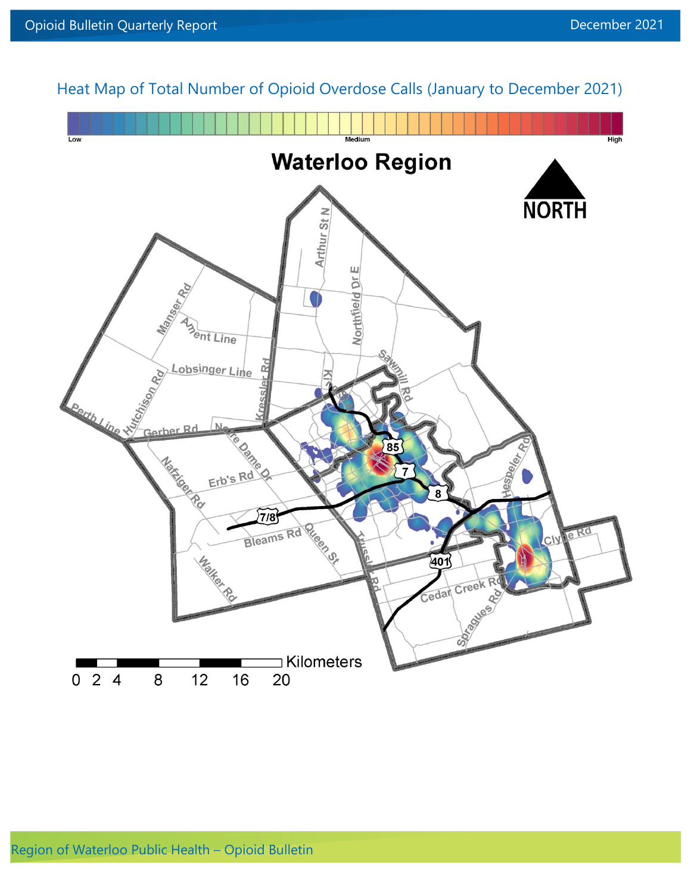## Heat Map of Total Number of Opioid Overdose Calls (January to December 2021)

Low — Medium — High

**Waterloo Region**

NORTH

Arthur St N, Northfield Dr E, Manser Rd, Ament Line, Lobsinger Line, Kressler Rd, Sawmill Rd, Hutchison Rd, Perth Line, Gerber Rd, Notre Dame Dr, Nafziger Rd, Erb's Rd, Hespeler Rd, 85, 7, 8, 7/8, Bleams Rd, Queen St, Trussler Rd, Clyde Rd, 401, Cedar Creek Rd, Walker Rd, Spragues Rd

Kilometers: 0 2 4 8 12 16 20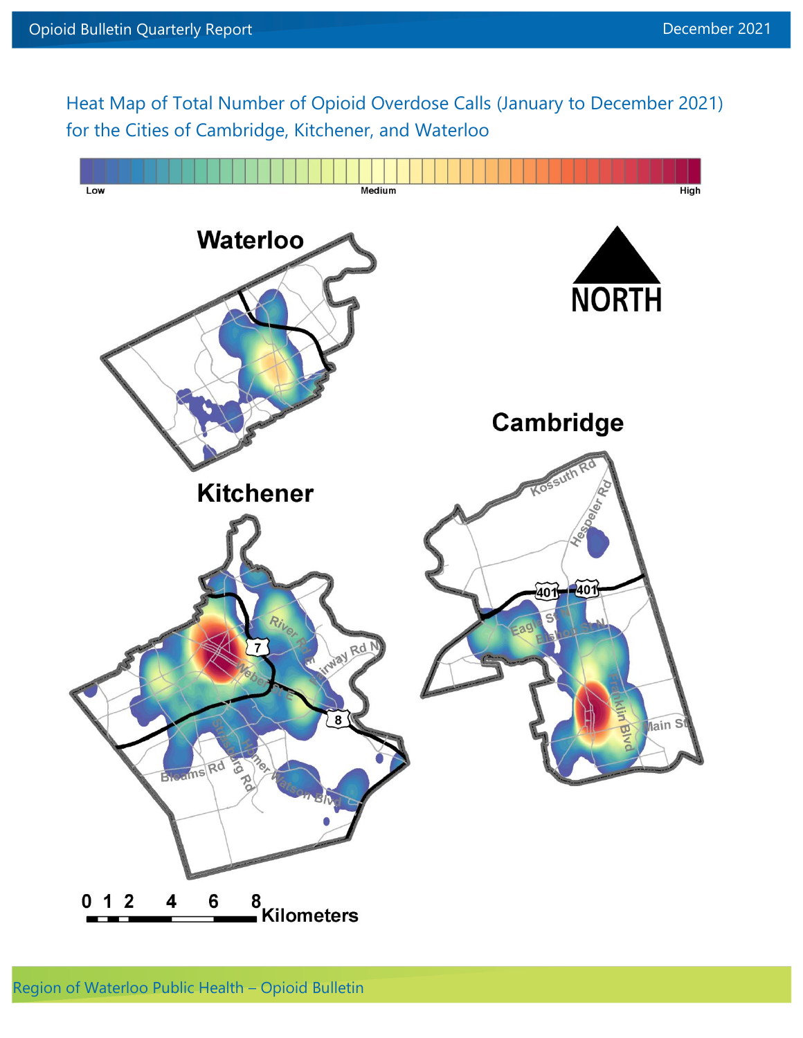Heat Map of Total Number of Opioid Overdose Calls (January to December 2021) for the Cities of Cambridge, Kitchener, and Waterloo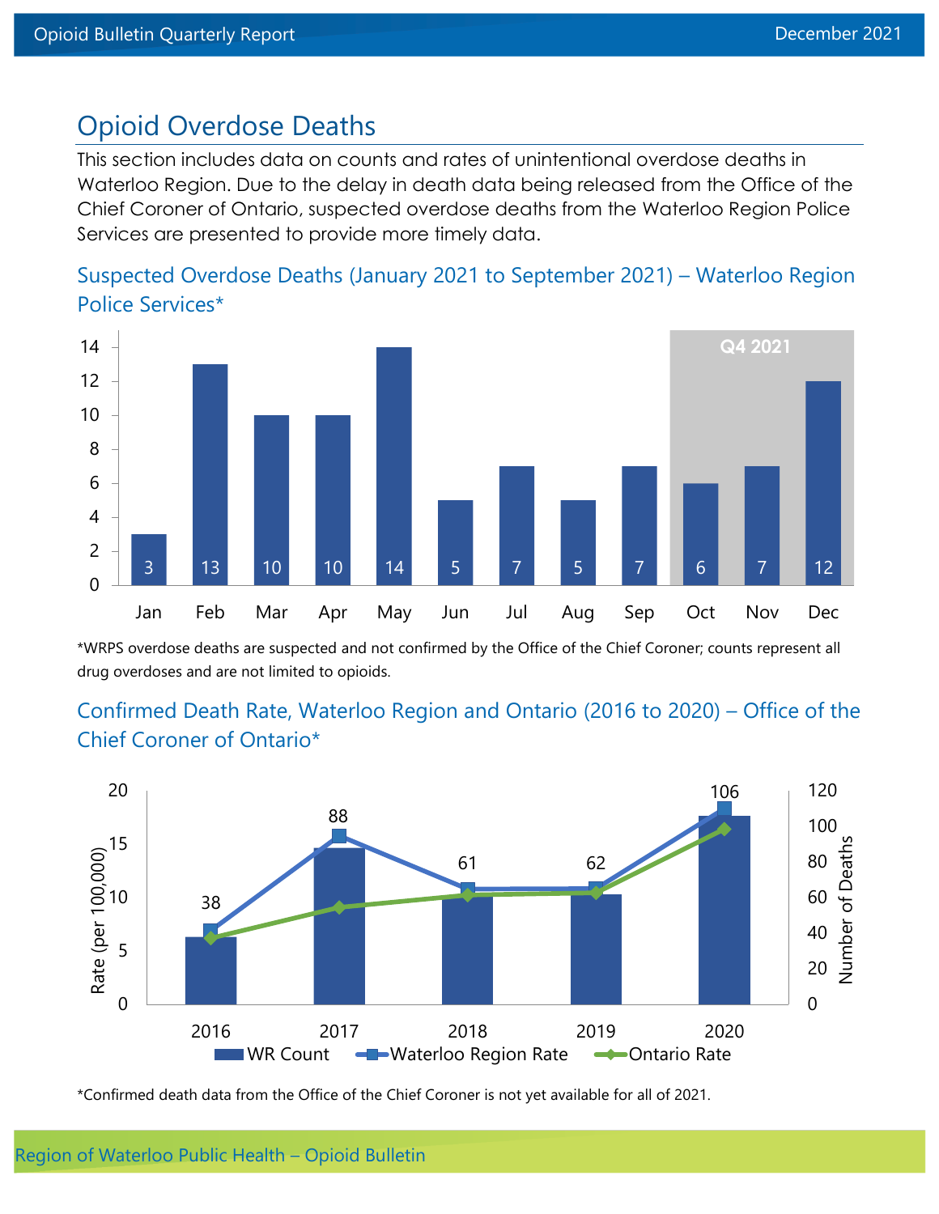## Opioid Overdose Deaths

This section includes data on counts and rates of unintentional overdose deaths in Waterloo Region. Due to the delay in death data being released from the Office of the Chief Coroner of Ontario, suspected overdose deaths from the Waterloo Region Police Services are presented to provide more timely data.

### Suspected Overdose Deaths (January 2021 to September 2021) – Waterloo Region Police Services*

| Month | Jan | Feb | Mar | Apr | May | Jun | Jul | Aug | Sep | Oct | Nov | Dec |
|---|---|---|---|---|---|---|---|---|---|---|---|---|
| Deaths | 3 | 13 | 10 | 10 | 14 | 5 | 7 | 5 | 7 | 6 | 7 | 12 |

Q4 2021: Oct–Dec

*WRPS overdose deaths are suspected and not confirmed by the Office of the Chief Coroner; counts represent all drug overdoses and are not limited to opioids.

### Confirmed Death Rate, Waterloo Region and Ontario (2016 to 2020) – Office of the Chief Coroner of Ontario*

| Year | 2016 | 2017 | 2018 | 2019 | 2020 |
|---|---|---|---|---|---|
| WR Count | 38 | 88 | 61 | 62 | 106 |

Legend: WR Count, Waterloo Region Rate, Ontario Rate. Left axis: Rate (per 100,000); right axis: Number of Deaths.

*Confirmed death data from the Office of the Chief Coroner is not yet available for all of 2021.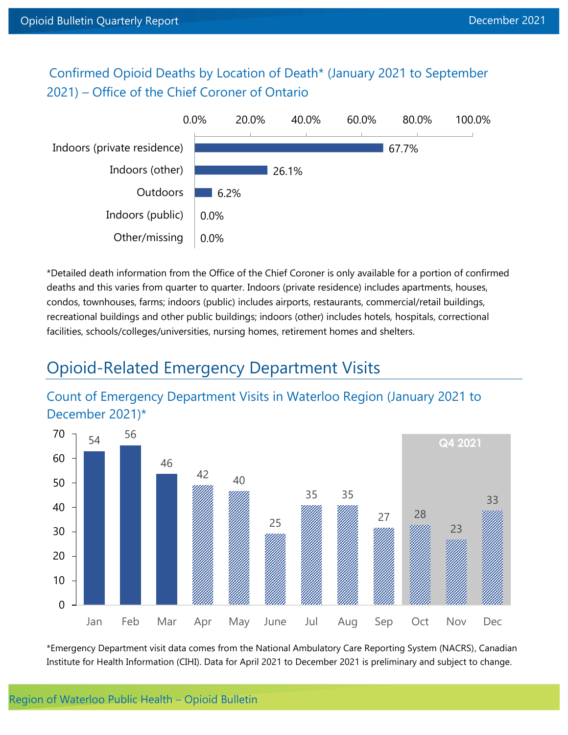### Confirmed Opioid Deaths by Location of Death* (January 2021 to September 2021) – Office of the Chief Coroner of Ontario

| Location of Death | Percentage |
| --- | --- |
| Indoors (private residence) | 67.7% |
| Indoors (other) | 26.1% |
| Outdoors | 6.2% |
| Indoors (public) | 0.0% |
| Other/missing | 0.0% |

*Detailed death information from the Office of the Chief Coroner is only available for a portion of confirmed deaths and this varies from quarter to quarter. Indoors (private residence) includes apartments, houses, condos, townhouses, farms; indoors (public) includes airports, restaurants, commercial/retail buildings, recreational buildings and other public buildings; indoors (other) includes hotels, hospitals, correctional facilities, schools/colleges/universities, nursing homes, retirement homes and shelters.

## Opioid-Related Emergency Department Visits

### Count of Emergency Department Visits in Waterloo Region (January 2021 to December 2021)*

| Month | Count |
| --- | --- |
| Jan | 54 |
| Feb | 56 |
| Mar | 46 |
| Apr | 42 |
| May | 40 |
| June | 25 |
| Jul | 35 |
| Aug | 35 |
| Sep | 27 |
| Oct (Q4 2021) | 28 |
| Nov (Q4 2021) | 23 |
| Dec (Q4 2021) | 33 |

*Emergency Department visit data comes from the National Ambulatory Care Reporting System (NACRS), Canadian Institute for Health Information (CIHI). Data for April 2021 to December 2021 is preliminary and subject to change.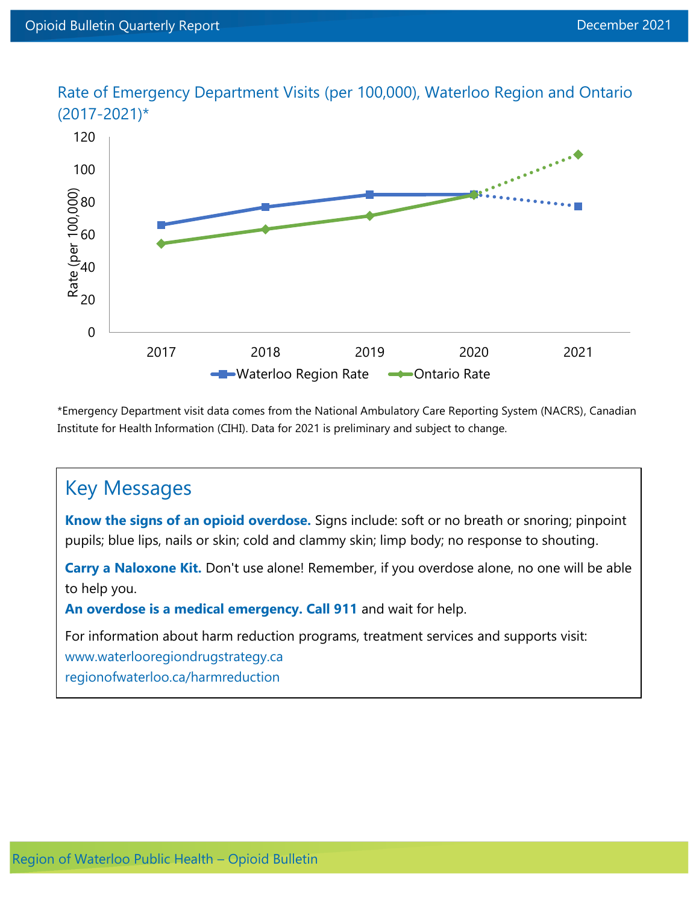## Rate of Emergency Department Visits (per 100,000), Waterloo Region and Ontario (2017-2021)*

Rate (per 100,000)

120
100
80
60
40
20
0

2017
2018
2019
2020
2021

Waterloo Region Rate
Ontario Rate

*Emergency Department visit data comes from the National Ambulatory Care Reporting System (NACRS), Canadian Institute for Health Information (CIHI). Data for 2021 is preliminary and subject to change.

## Key Messages

**Know the signs of an opioid overdose.** Signs include: soft or no breath or snoring; pinpoint pupils; blue lips, nails or skin; cold and clammy skin; limp body; no response to shouting.

**Carry a Naloxone Kit.** Don't use alone! Remember, if you overdose alone, no one will be able to help you.

**An overdose is a medical emergency. Call 911** and wait for help.

For information about harm reduction programs, treatment services and supports visit:
www.waterlooregiondrugstrategy.ca
regionofwaterloo.ca/harmreduction